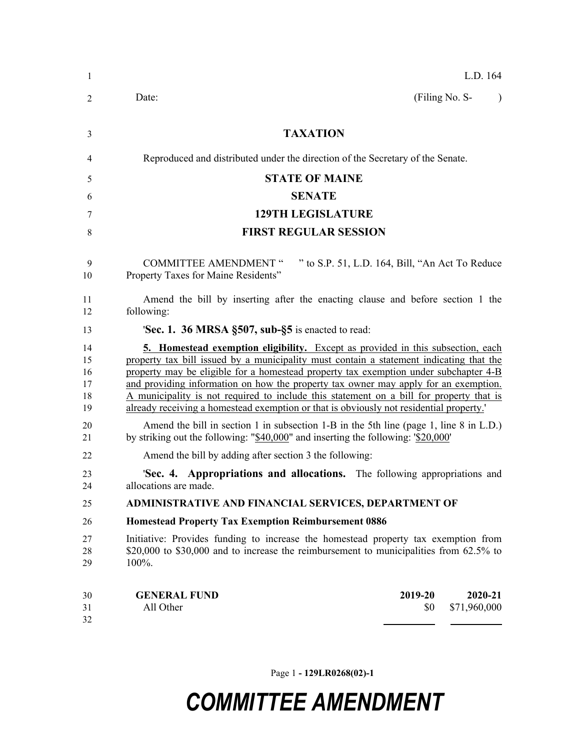L.D. 164

Date: (Filing No. S- )

**TAXATION**

Reproduced and distributed under the direction of the Secretary of the Senate.

**STATE OF MAINE**

**SENATE**

**129TH LEGISLATURE**

**FIRST REGULAR SESSION**

COMMITTEE AMENDMENT " " to S.P. 51, L.D. 164, Bill, "An Act To Reduce Property Taxes for Maine Residents"

Amend the bill by inserting after the enacting clause and before section 1 the following:

'**Sec. 1. 36 MRSA §507, sub-§5** is enacted to read:

**5. Homestead exemption eligibility.** Except as provided in this subsection, each property tax bill issued by a municipality must contain a statement indicating that the property may be eligible for a homestead property tax exemption under subchapter 4-B and providing information on how the property tax owner may apply for an exemption. A municipality is not required to include this statement on a bill for property that is already receiving a homestead exemption or that is obviously not residential property.'

Amend the bill in section 1 in subsection 1-B in the 5th line (page 1, line 8 in L.D.) by striking out the following: "$40,000" and inserting the following: '$20,000'

Amend the bill by adding after section 3 the following:

'**Sec. 4. Appropriations and allocations.** The following appropriations and allocations are made.

**ADMINISTRATIVE AND FINANCIAL SERVICES, DEPARTMENT OF**

**Homestead Property Tax Exemption Reimbursement 0886**

Initiative: Provides funding to increase the homestead property tax exemption from $20,000 to $30,000 and to increase the reimbursement to municipalities from 62.5% to 100%.

| GENERAL FUND | 2019-20 | 2020-21 |
|---|---|---|
| All Other | $0 | $71,960,000 |

**COMMITTEE AMENDMENT**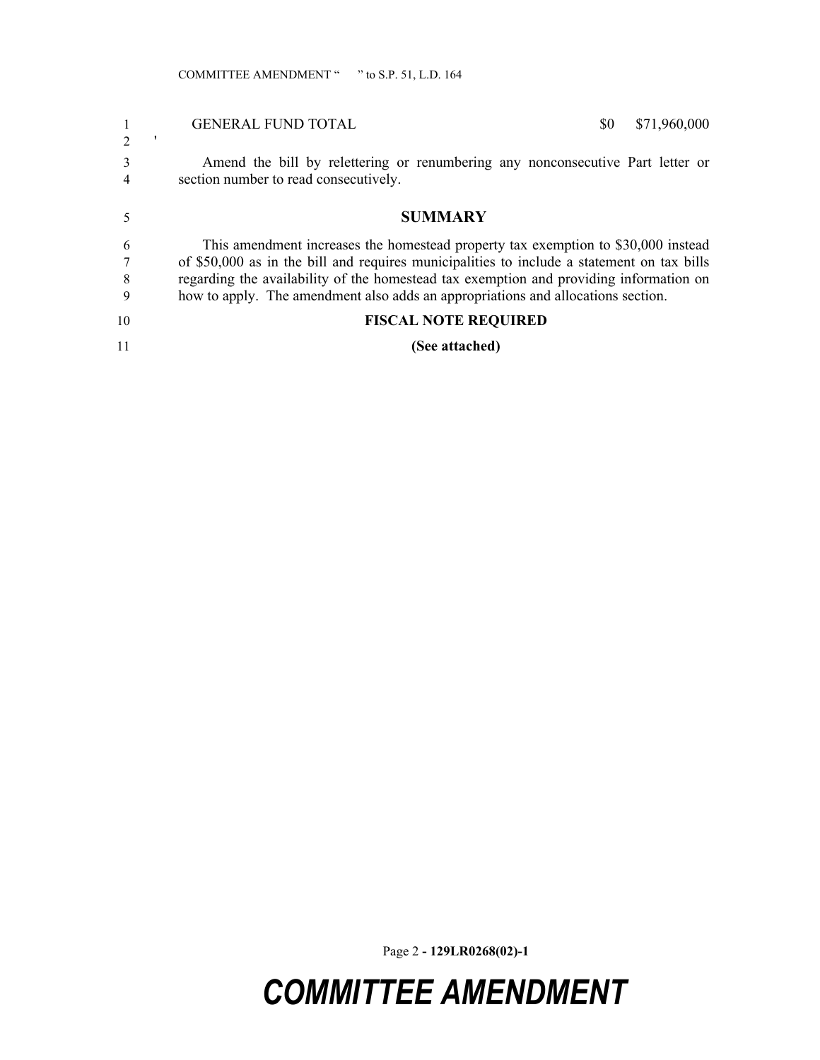| | | |
|---|---|---|
| GENERAL FUND TOTAL | $0 | $71,960,000 |

'

Amend the bill by relettering or renumbering any nonconsecutive Part letter or section number to read consecutively.

## SUMMARY

This amendment increases the homestead property tax exemption to $30,000 instead of $50,000 as in the bill and requires municipalities to include a statement on tax bills regarding the availability of the homestead tax exemption and providing information on how to apply. The amendment also adds an appropriations and allocations section.

**FISCAL NOTE REQUIRED**

**(See attached)**